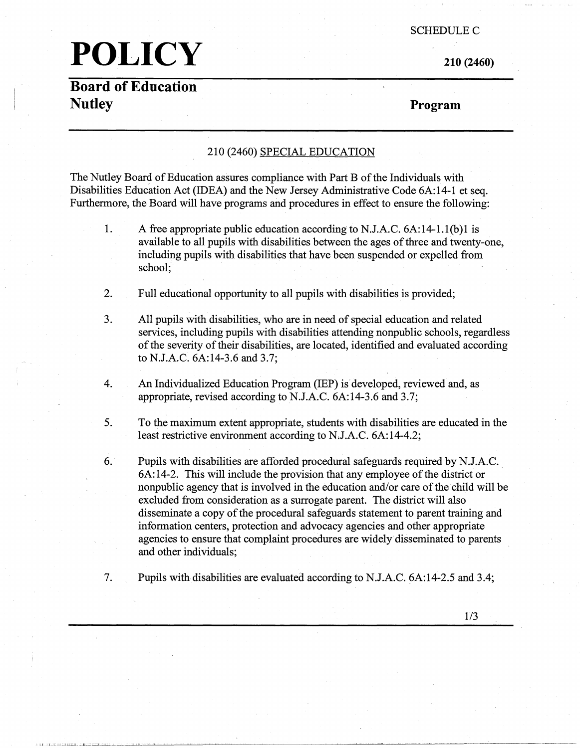SCHEDULE C

# POLICY

**210 (2460)**

## Board of Education
## Nutley

**Program**

### 210 (2460) SPECIAL EDUCATION

The Nutley Board of Education assures compliance with Part B of the Individuals with Disabilities Education Act (IDEA) and the New Jersey Administrative Code 6A:14-1 et seq. Furthermore, the Board will have programs and procedures in effect to ensure the following:

1. A free appropriate public education according to N.J.A.C. 6A:14-1.1(b)1 is available to all pupils with disabilities between the ages of three and twenty-one, including pupils with disabilities that have been suspended or expelled from school;

2. Full educational opportunity to all pupils with disabilities is provided;

3. All pupils with disabilities, who are in need of special education and related services, including pupils with disabilities attending nonpublic schools, regardless of the severity of their disabilities, are located, identified and evaluated according to N.J.A.C. 6A:14-3.6 and 3.7;

4. An Individualized Education Program (IEP) is developed, reviewed and, as appropriate, revised according to N.J.A.C. 6A:14-3.6 and 3.7;

5. To the maximum extent appropriate, students with disabilities are educated in the least restrictive environment according to N.J.A.C. 6A:14-4.2;

6. Pupils with disabilities are afforded procedural safeguards required by N.J.A.C. 6A:14-2. This will include the provision that any employee of the district or nonpublic agency that is involved in the education and/or care of the child will be excluded from consideration as a surrogate parent. The district will also disseminate a copy of the procedural safeguards statement to parent training and information centers, protection and advocacy agencies and other appropriate agencies to ensure that complaint procedures are widely disseminated to parents and other individuals;

7. Pupils with disabilities are evaluated according to N.J.A.C. 6A:14-2.5 and 3.4;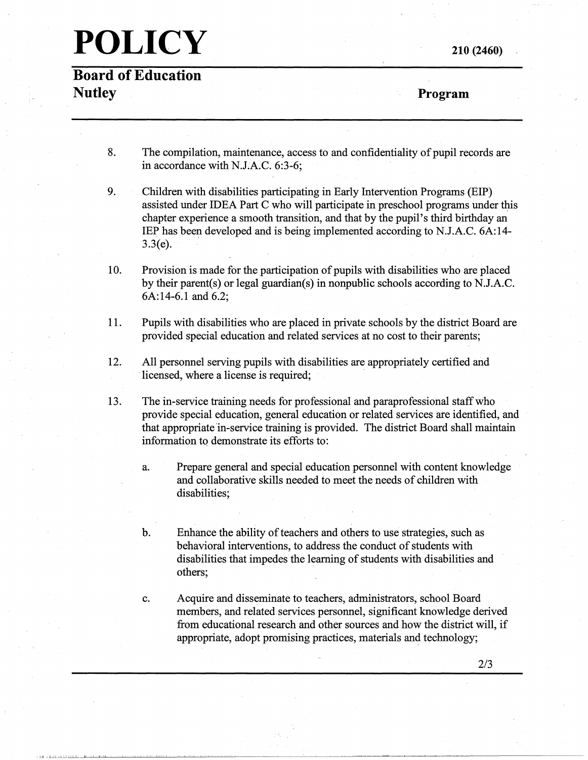8. The compilation, maintenance, access to and confidentiality of pupil records are in accordance with N.J.A.C. 6:3-6;

9. Children with disabilities participating in Early Intervention Programs (EIP) assisted under IDEA Part C who will participate in preschool programs under this chapter experience a smooth transition, and that by the pupil's third birthday an IEP has been developed and is being implemented according to N.J.A.C. 6A:14-3.3(e).

10. Provision is made for the participation of pupils with disabilities who are placed by their parent(s) or legal guardian(s) in nonpublic schools according to N.J.A.C. 6A:14-6.1 and 6.2;

11. Pupils with disabilities who are placed in private schools by the district Board are provided special education and related services at no cost to their parents;

12. All personnel serving pupils with disabilities are appropriately certified and licensed, where a license is required;

13. The in-service training needs for professional and paraprofessional staff who provide special education, general education or related services are identified, and that appropriate in-service training is provided. The district Board shall maintain information to demonstrate its efforts to:

    a. Prepare general and special education personnel with content knowledge and collaborative skills needed to meet the needs of children with disabilities;

    b. Enhance the ability of teachers and others to use strategies, such as behavioral interventions, to address the conduct of students with disabilities that impedes the learning of students with disabilities and others;

    c. Acquire and disseminate to teachers, administrators, school Board members, and related services personnel, significant knowledge derived from educational research and other sources and how the district will, if appropriate, adopt promising practices, materials and technology;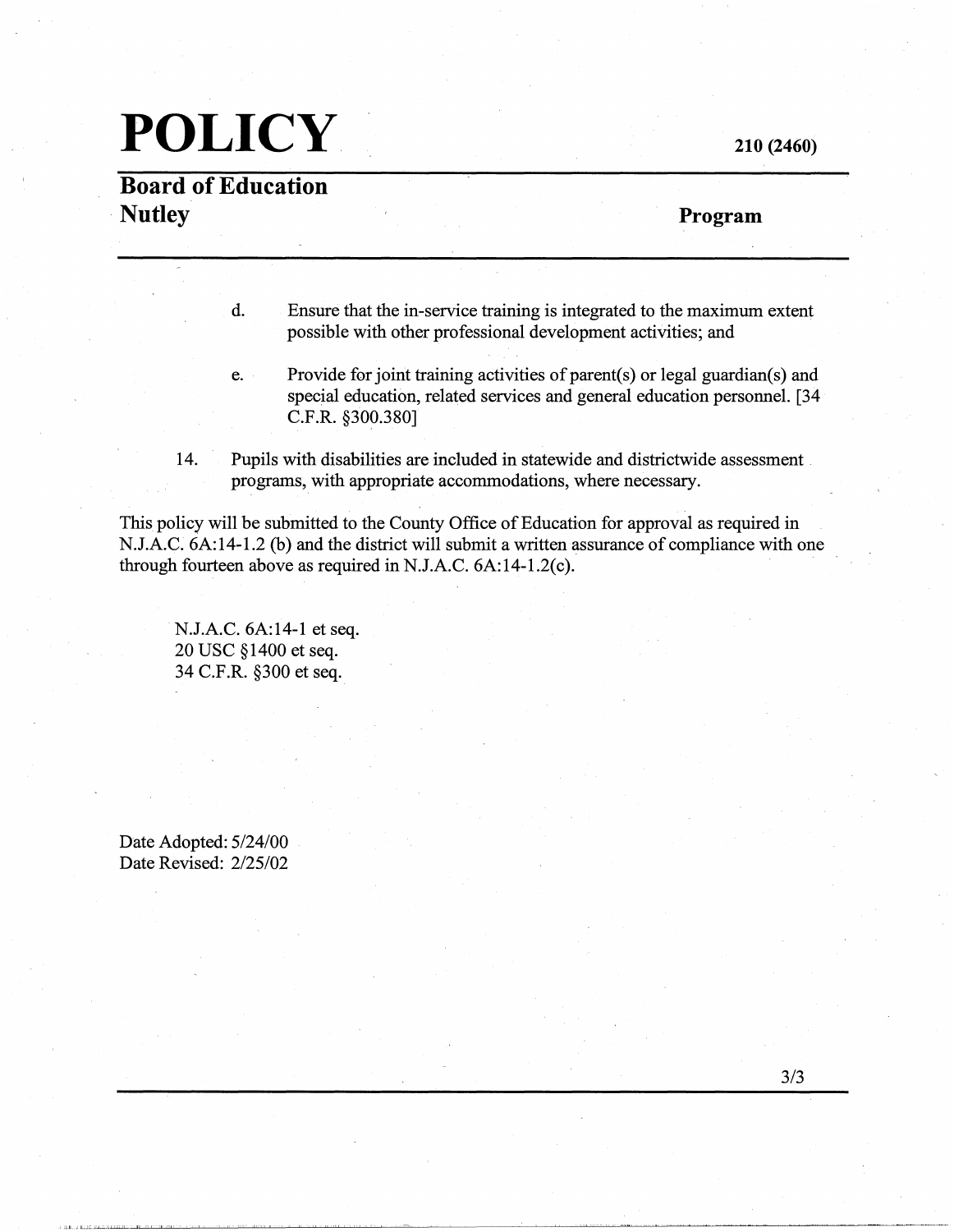d. Ensure that the in-service training is integrated to the maximum extent possible with other professional development activities; and

e. Provide for joint training activities of parent(s) or legal guardian(s) and special education, related services and general education personnel. [34 C.F.R. §300.380]

14. Pupils with disabilities are included in statewide and districtwide assessment programs, with appropriate accommodations, where necessary.

This policy will be submitted to the County Office of Education for approval as required in N.J.A.C. 6A:14-1.2 (b) and the district will submit a written assurance of compliance with one through fourteen above as required in N.J.A.C. 6A:14-1.2(c).

N.J.A.C. 6A:14-1 et seq.
20 USC §1400 et seq.
34 C.F.R. §300 et seq.

Date Adopted: 5/24/00
Date Revised: 2/25/02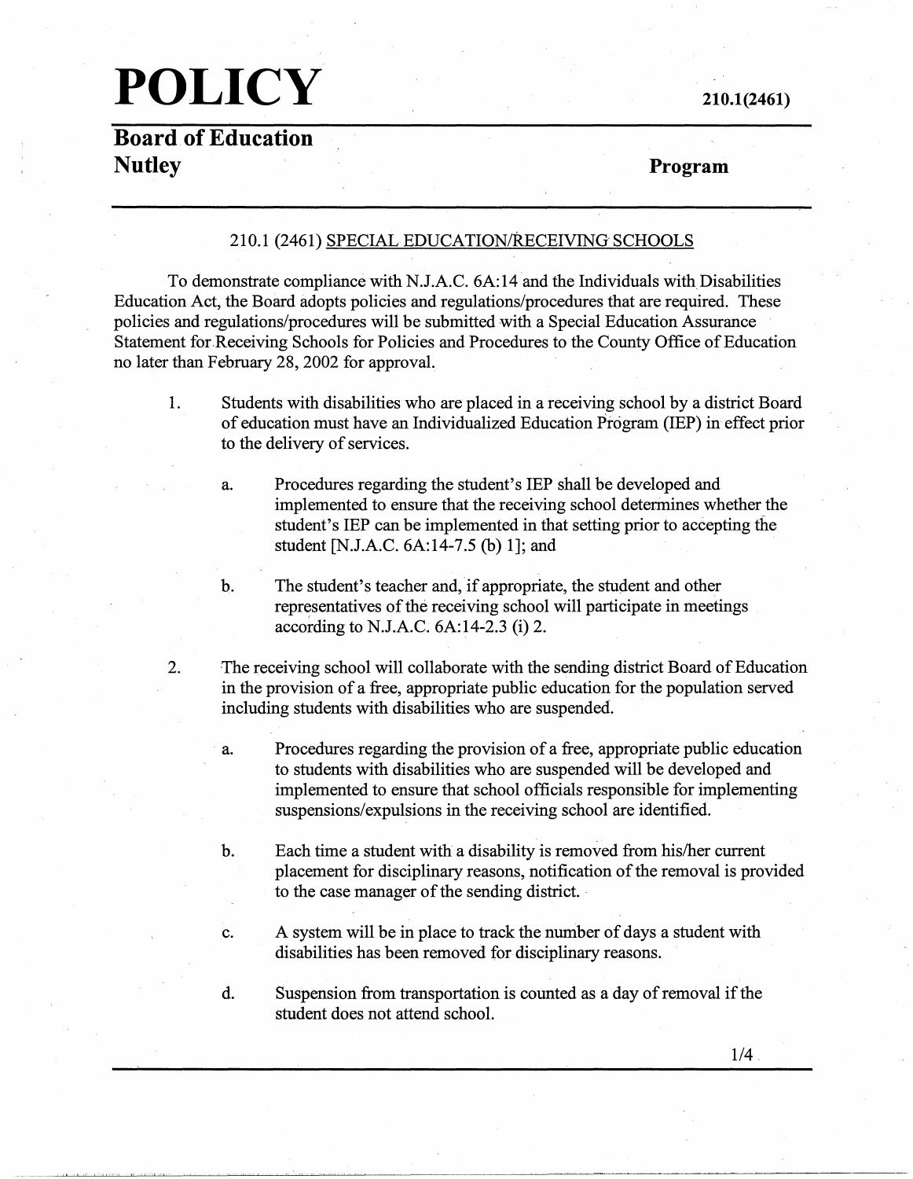# POLICY

**210.1(2461)**

## Board of Education
## Nutley

**Program**

210.1 (2461) SPECIAL EDUCATION/RECEIVING SCHOOLS

To demonstrate compliance with N.J.A.C. 6A:14 and the Individuals with Disabilities Education Act, the Board adopts policies and regulations/procedures that are required. These policies and regulations/procedures will be submitted with a Special Education Assurance Statement for Receiving Schools for Policies and Procedures to the County Office of Education no later than February 28, 2002 for approval.

1. Students with disabilities who are placed in a receiving school by a district Board of education must have an Individualized Education Program (IEP) in effect prior to the delivery of services.

   a. Procedures regarding the student's IEP shall be developed and implemented to ensure that the receiving school determines whether the student's IEP can be implemented in that setting prior to accepting the student [N.J.A.C. 6A:14-7.5 (b) 1]; and

   b. The student's teacher and, if appropriate, the student and other representatives of the receiving school will participate in meetings according to N.J.A.C. 6A:14-2.3 (i) 2.

2. The receiving school will collaborate with the sending district Board of Education in the provision of a free, appropriate public education for the population served including students with disabilities who are suspended.

   a. Procedures regarding the provision of a free, appropriate public education to students with disabilities who are suspended will be developed and implemented to ensure that school officials responsible for implementing suspensions/expulsions in the receiving school are identified.

   b. Each time a student with a disability is removed from his/her current placement for disciplinary reasons, notification of the removal is provided to the case manager of the sending district.

   c. A system will be in place to track the number of days a student with disabilities has been removed for disciplinary reasons.

   d. Suspension from transportation is counted as a day of removal if the student does not attend school.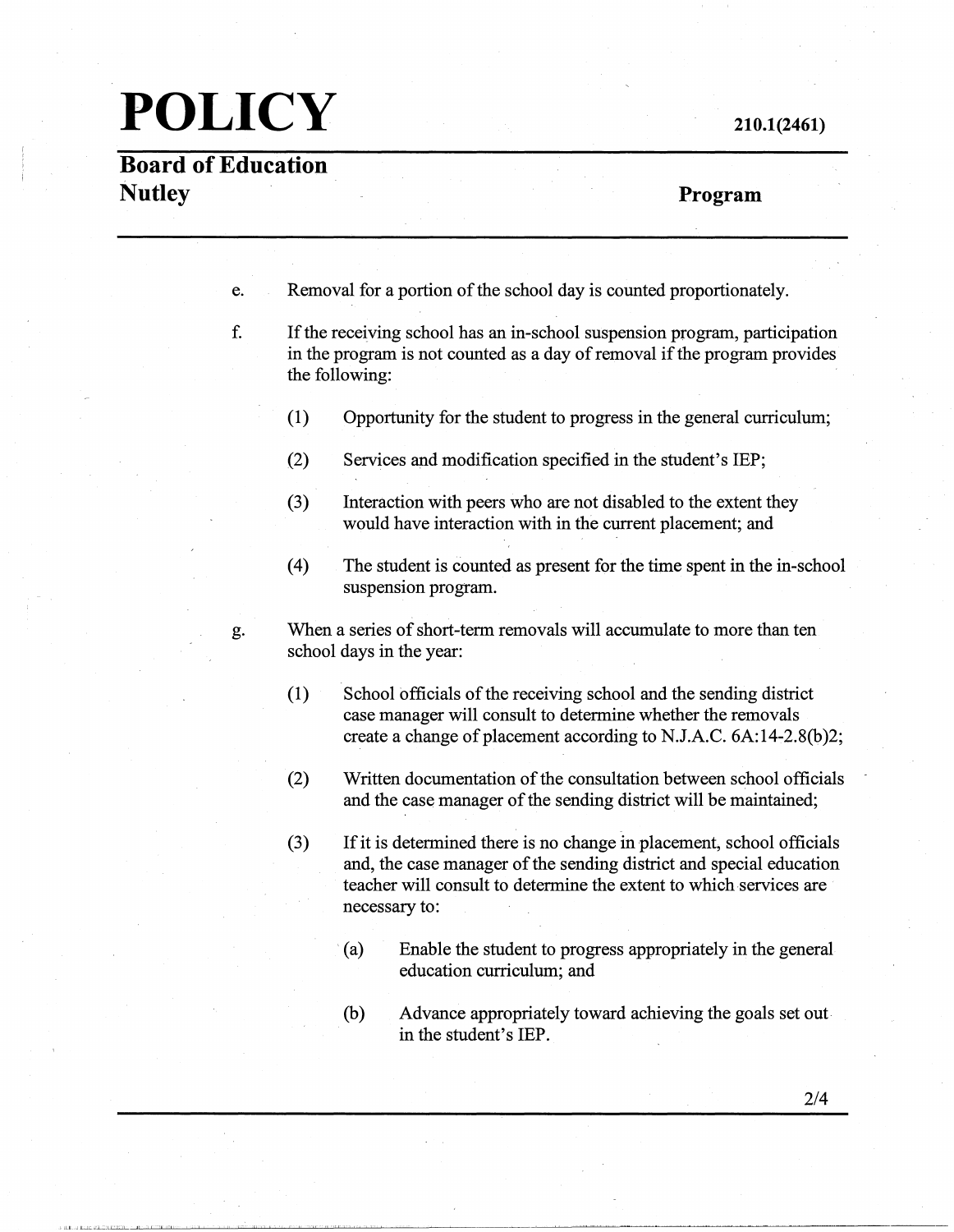e. Removal for a portion of the school day is counted proportionately.

f. If the receiving school has an in-school suspension program, participation in the program is not counted as a day of removal if the program provides the following:

   (1) Opportunity for the student to progress in the general curriculum;

   (2) Services and modification specified in the student's IEP;

   (3) Interaction with peers who are not disabled to the extent they would have interaction with in the current placement; and

   (4) The student is counted as present for the time spent in the in-school suspension program.

g. When a series of short-term removals will accumulate to more than ten school days in the year:

   (1) School officials of the receiving school and the sending district case manager will consult to determine whether the removals create a change of placement according to N.J.A.C. 6A:14-2.8(b)2;

   (2) Written documentation of the consultation between school officials and the case manager of the sending district will be maintained;

   (3) If it is determined there is no change in placement, school officials and, the case manager of the sending district and special education teacher will consult to determine the extent to which services are necessary to:

      (a) Enable the student to progress appropriately in the general education curriculum; and

      (b) Advance appropriately toward achieving the goals set out in the student's IEP.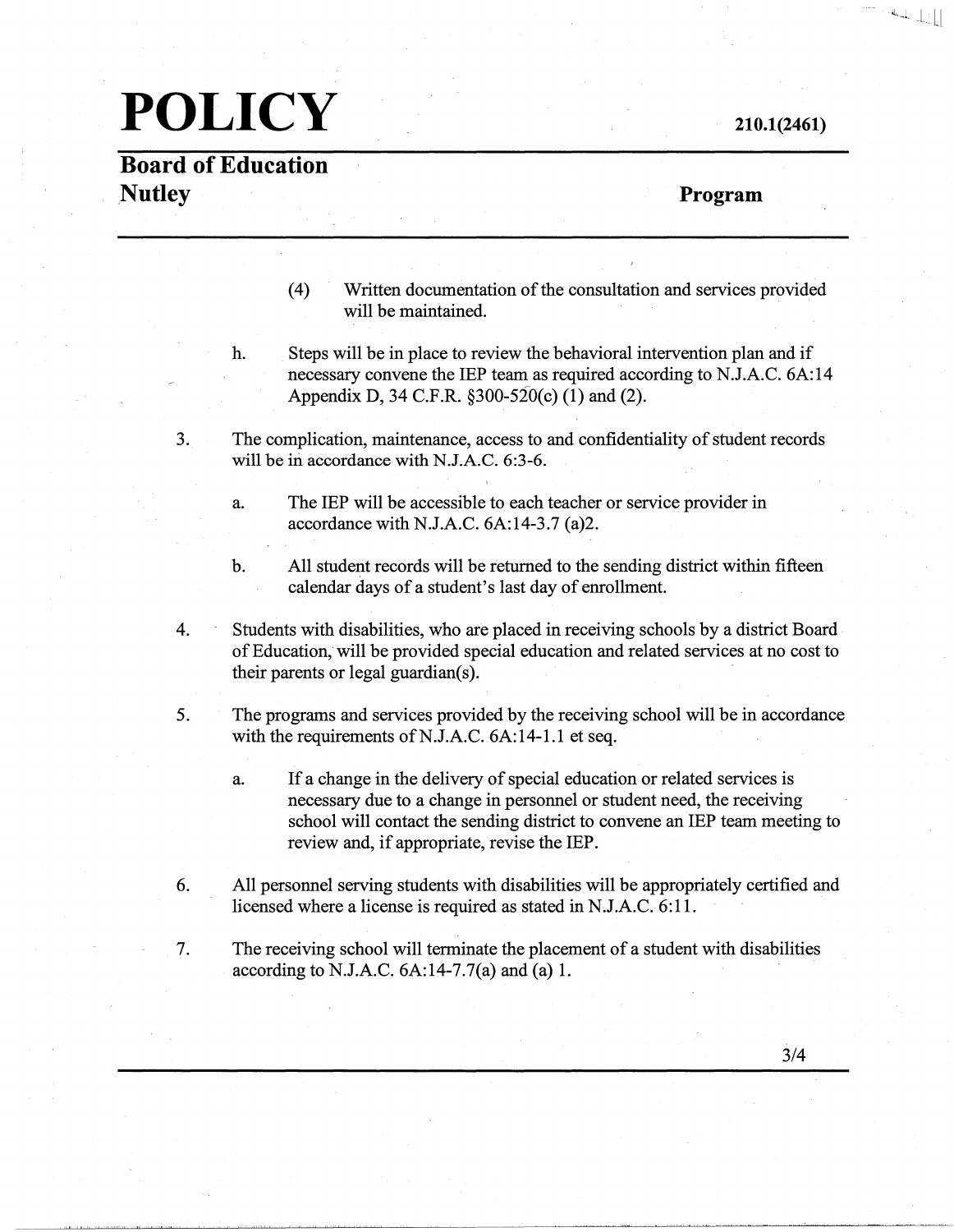(4) Written documentation of the consultation and services provided will be maintained.

h. Steps will be in place to review the behavioral intervention plan and if necessary convene the IEP team as required according to N.J.A.C. 6A:14 Appendix D, 34 C.F.R. §300-520(c) (1) and (2).

3. The complication, maintenance, access to and confidentiality of student records will be in accordance with N.J.A.C. 6:3-6.

   a. The IEP will be accessible to each teacher or service provider in accordance with N.J.A.C. 6A:14-3.7 (a)2.

   b. All student records will be returned to the sending district within fifteen calendar days of a student's last day of enrollment.

4. Students with disabilities, who are placed in receiving schools by a district Board of Education, will be provided special education and related services at no cost to their parents or legal guardian(s).

5. The programs and services provided by the receiving school will be in accordance with the requirements of N.J.A.C. 6A:14-1.1 et seq.

   a. If a change in the delivery of special education or related services is necessary due to a change in personnel or student need, the receiving school will contact the sending district to convene an IEP team meeting to review and, if appropriate, revise the IEP.

6. All personnel serving students with disabilities will be appropriately certified and licensed where a license is required as stated in N.J.A.C. 6:11.

7. The receiving school will terminate the placement of a student with disabilities according to N.J.A.C. 6A:14-7.7(a) and (a) 1.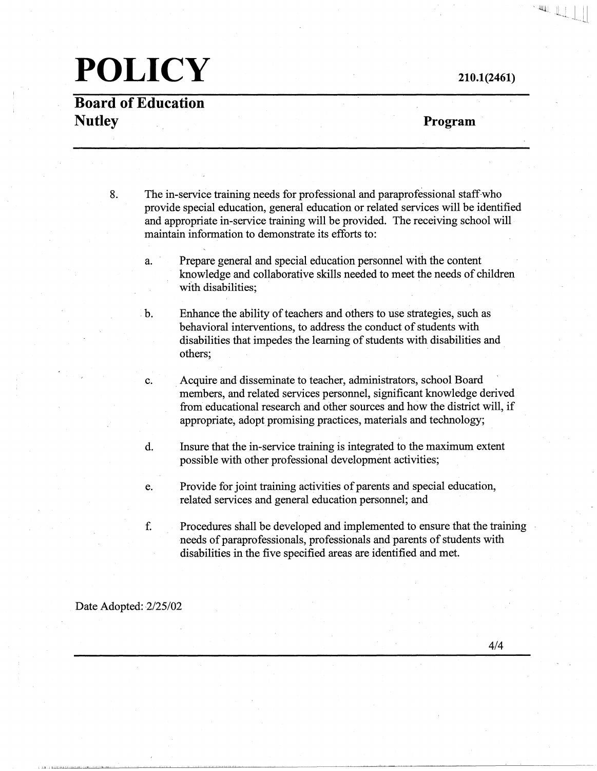8. The in-service training needs for professional and paraprofessional staff who provide special education, general education or related services will be identified and appropriate in-service training will be provided. The receiving school will maintain information to demonstrate its efforts to:

   a. Prepare general and special education personnel with the content knowledge and collaborative skills needed to meet the needs of children with disabilities;

   b. Enhance the ability of teachers and others to use strategies, such as behavioral interventions, to address the conduct of students with disabilities that impedes the learning of students with disabilities and others;

   c. Acquire and disseminate to teacher, administrators, school Board members, and related services personnel, significant knowledge derived from educational research and other sources and how the district will, if appropriate, adopt promising practices, materials and technology;

   d. Insure that the in-service training is integrated to the maximum extent possible with other professional development activities;

   e. Provide for joint training activities of parents and special education, related services and general education personnel; and

   f. Procedures shall be developed and implemented to ensure that the training needs of paraprofessionals, professionals and parents of students with disabilities in the five specified areas are identified and met.

Date Adopted: 2/25/02